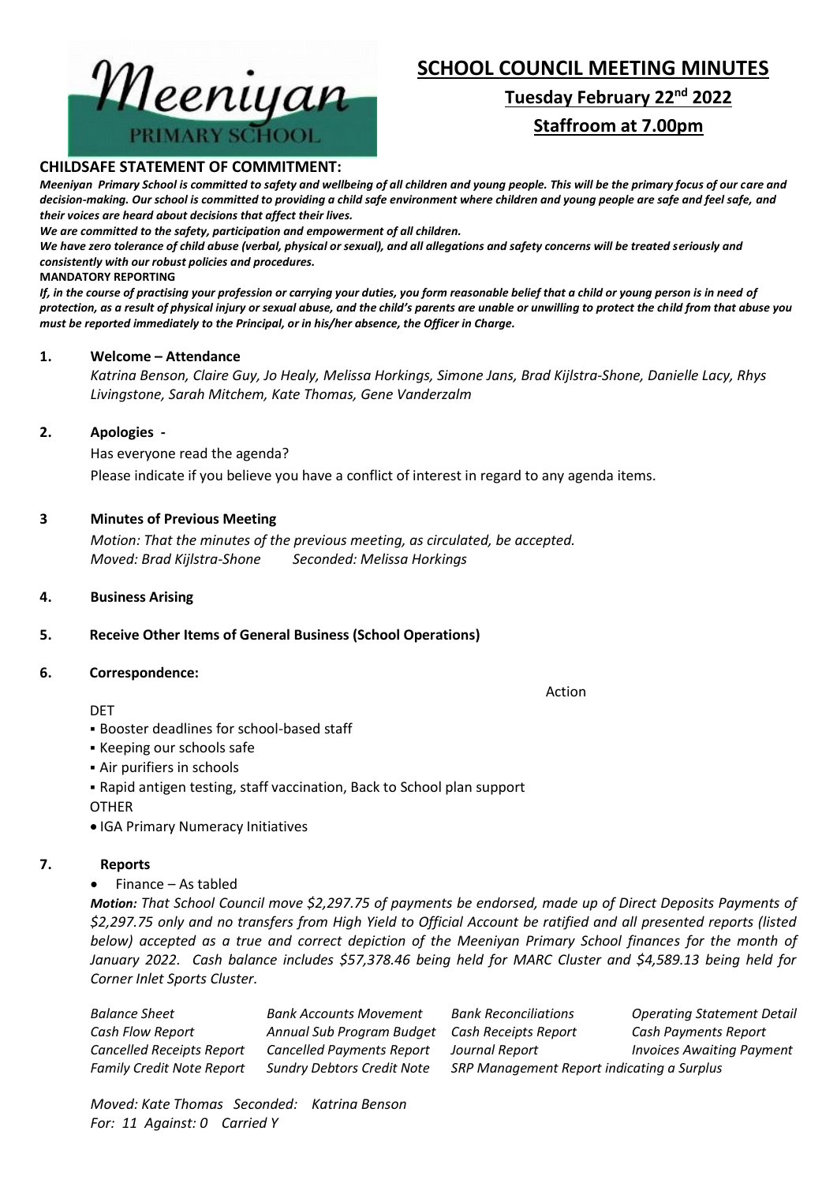Meeniyan PRIMARY SCHOOL

# SCHOOL COUNCIL MEETING MINUTES

## Tuesday February 22nd 2022

## Staffroom at 7.00pm

**CHILDSAFE STATEMENT OF COMMITMENT:**

***Meeniyan Primary School is committed to safety and wellbeing of all children and young people. This will be the primary focus of our care and decision-making. Our school is committed to providing a child safe environment where children and young people are safe and feel safe, and their voices are heard about decisions that affect their lives.***

***We are committed to the safety, participation and empowerment of all children.***

***We have zero tolerance of child abuse (verbal, physical or sexual), and all allegations and safety concerns will be treated seriously and consistently with our robust policies and procedures.***

**MANDATORY REPORTING**

***If, in the course of practising your profession or carrying your duties, you form reasonable belief that a child or young person is in need of protection, as a result of physical injury or sexual abuse, and the child's parents are unable or unwilling to protect the child from that abuse you must be reported immediately to the Principal, or in his/her absence, the Officer in Charge.***

**1. Welcome – Attendance**

*Katrina Benson, Claire Guy, Jo Healy, Melissa Horkings, Simone Jans, Brad Kijlstra-Shone, Danielle Lacy, Rhys Livingstone, Sarah Mitchem, Kate Thomas, Gene Vanderzalm*

**2. Apologies -**

Has everyone read the agenda?

Please indicate if you believe you have a conflict of interest in regard to any agenda items.

**3 Minutes of Previous Meeting**

*Motion: That the minutes of the previous meeting, as circulated, be accepted.*
*Moved: Brad Kijlstra-Shone Seconded: Melissa Horkings*

**4. Business Arising**

**5. Receive Other Items of General Business (School Operations)**

**6. Correspondence:**

Action

DET

- Booster deadlines for school-based staff
- Keeping our schools safe
- Air purifiers in schools
- Rapid antigen testing, staff vaccination, Back to School plan support

OTHER

- IGA Primary Numeracy Initiatives

**7. Reports**

- Finance – As tabled

***Motion:*** *That School Council move $2,297.75 of payments be endorsed, made up of Direct Deposits Payments of $2,297.75 only and no transfers from High Yield to Official Account be ratified and all presented reports (listed below) accepted as a true and correct depiction of the Meeniyan Primary School finances for the month of January 2022. Cash balance includes $57,378.46 being held for MARC Cluster and $4,589.13 being held for Corner Inlet Sports Cluster.*

| | | | |
|---|---|---|---|
| *Balance Sheet* | *Bank Accounts Movement* | *Bank Reconciliations* | *Operating Statement Detail* |
| *Cash Flow Report* | *Annual Sub Program Budget* | *Cash Receipts Report* | *Cash Payments Report* |
| *Cancelled Receipts Report* | *Cancelled Payments Report* | *Journal Report* | *Invoices Awaiting Payment* |
| *Family Credit Note Report* | *Sundry Debtors Credit Note* | *SRP Management Report indicating a Surplus* | |

*Moved: Kate Thomas Seconded: Katrina Benson*
*For: 11 Against: 0 Carried Y*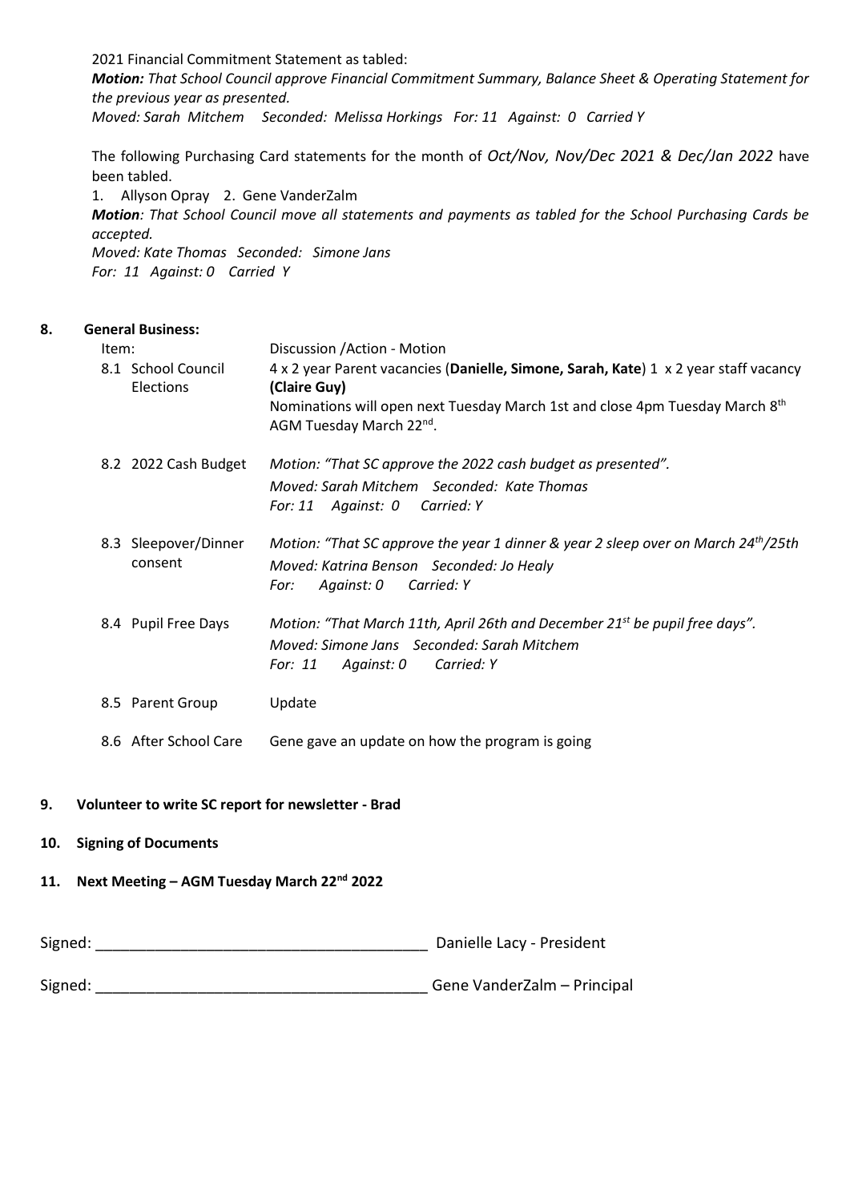2021 Financial Commitment Statement as tabled:

***Motion:*** *That School Council approve Financial Commitment Summary, Balance Sheet & Operating Statement for the previous year as presented.*

*Moved: Sarah Mitchem Seconded: Melissa Horkings For: 11 Against: 0 Carried Y*

The following Purchasing Card statements for the month of *Oct/Nov, Nov/Dec 2021 & Dec/Jan 2022* have been tabled.

1. Allyson Opray 2. Gene VanderZalm

***Motion****: That School Council move all statements and payments as tabled for the School Purchasing Cards be accepted.*

*Moved: Kate Thomas Seconded: Simone Jans*

*For: 11 Against: 0 Carried Y*

## 8. General Business:

| Item: | Discussion /Action - Motion |
|---|---|
| 8.1 School Council Elections | 4 x 2 year Parent vacancies (**Danielle, Simone, Sarah, Kate**) 1 x 2 year staff vacancy **(Claire Guy)**<br>Nominations will open next Tuesday March 1st and close 4pm Tuesday March 8th AGM Tuesday March 22nd. |
| 8.2 2022 Cash Budget | *Motion: "That SC approve the 2022 cash budget as presented".*<br>*Moved: Sarah Mitchem Seconded: Kate Thomas*<br>*For: 11 Against: 0 Carried: Y* |
| 8.3 Sleepover/Dinner consent | *Motion: "That SC approve the year 1 dinner & year 2 sleep over on March 24th/25th*<br>*Moved: Katrina Benson Seconded: Jo Healy*<br>*For: Against: 0 Carried: Y* |
| 8.4 Pupil Free Days | *Motion: "That March 11th, April 26th and December 21st be pupil free days".*<br>*Moved: Simone Jans Seconded: Sarah Mitchem*<br>*For: 11 Against: 0 Carried: Y* |
| 8.5 Parent Group | Update |
| 8.6 After School Care | Gene gave an update on how the program is going |

## 9. Volunteer to write SC report for newsletter - Brad

## 10. Signing of Documents

## 11. Next Meeting – AGM Tuesday March 22nd 2022

Signed: _______________________________________ Danielle Lacy - President

Signed: _______________________________________ Gene VanderZalm – Principal